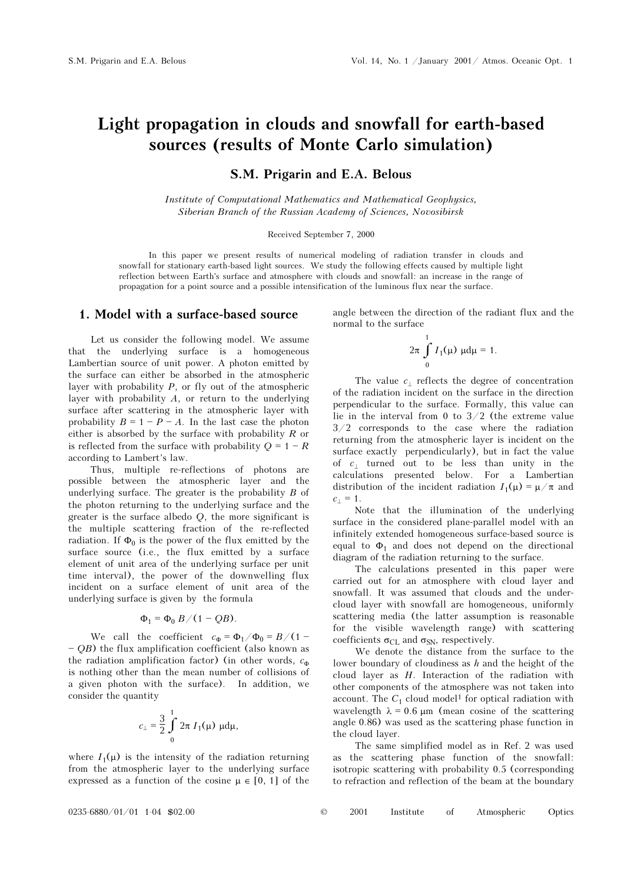# Light propagation in clouds and snowfall for earth-based sources (results of Monte Carlo simulation)

**S.M. Prigarin and E.A. Belous**

*Institute of Computational Mathematics and Mathematical Geophysics, Siberian Branch of the Russian Academy of Sciences, Novosibirsk*

Received September 7, 2000

In this paper we present results of numerical modeling of radiation transfer in clouds and snowfall for stationary earth-based light sources. We study the following effects caused by multiple light reflection between Earth's surface and atmosphere with clouds and snowfall: an increase in the range of propagation for a point source and a possible intensification of the luminous flux near the surface.

## 1. Model with a surface-based source

Let us consider the following model. We assume that the underlying surface is a homogeneous Lambertian source of unit power. A photon emitted by the surface can either be absorbed in the atmospheric layer with probability $P$, or fly out of the atmospheric layer with probability $A$, or return to the underlying surface after scattering in the atmospheric layer with probability $B = 1 - P - A$. In the last case the photon either is absorbed by the surface with probability $R$ or is reflected from the surface with probability $Q = 1 - R$ according to Lambert's law.

Thus, multiple re-reflections of photons are possible between the atmospheric layer and the underlying surface. The greater is the probability $B$ of the photon returning to the underlying surface and the greater is the surface albedo $Q$, the more significant is the multiple scattering fraction of the re-reflected radiation. If $\Phi_0$ is the power of the flux emitted by the surface source (i.e., the flux emitted by a surface element of unit area of the underlying surface per unit time interval), the power of the downwelling flux incident on a surface element of unit area of the underlying surface is given by the formula

$$\Phi_1 = \Phi_0 \, B / (1 - QB).$$

We call the coefficient $c_\Phi = \Phi_1/\Phi_0 = B/(1 - QB)$ the flux amplification coefficient (also known as the radiation amplification factor) (in other words, $c_\Phi$ is nothing other than the mean number of collisions of a given photon with the surface). In addition, we consider the quantity

$$c_\perp = \frac{3}{2} \int_0^1 2\pi \, I_1(\mu) \, \mu \mathrm{d}\mu,$$

where $I_1(\mu)$ is the intensity of the radiation returning from the atmospheric layer to the underlying surface expressed as a function of the cosine $\mu \in [0, 1]$ of the angle between the direction of the radiant flux and the normal to the surface

$$2\pi \int_0^1 I_1(\mu) \, \mu \mathrm{d}\mu = 1.$$

The value $c_\perp$ reflects the degree of concentration of the radiation incident on the surface in the direction perpendicular to the surface. Formally, this value can lie in the interval from 0 to 3/2 (the extreme value 3/2 corresponds to the case where the radiation returning from the atmospheric layer is incident on the surface exactly perpendicularly), but in fact the value of $c_\perp$ turned out to be less than unity in the calculations presented below. For a Lambertian distribution of the incident radiation $I_1(\mu) = \mu/\pi$ and $c_\perp = 1$.

Note that the illumination of the underlying surface in the considered plane-parallel model with an infinitely extended homogeneous surface-based source is equal to $\Phi_1$ and does not depend on the directional diagram of the radiation returning to the surface.

The calculations presented in this paper were carried out for an atmosphere with cloud layer and snowfall. It was assumed that clouds and the under-cloud layer with snowfall are homogeneous, uniformly scattering media (the latter assumption is reasonable for the visible wavelength range) with scattering coefficients $\sigma_{CL}$ and $\sigma_{SN}$, respectively.

We denote the distance from the surface to the lower boundary of cloudiness as $h$ and the height of the cloud layer as $H$. Interaction of the radiation with other components of the atmosphere was not taken into account. The $C_1$ cloud model[1] for optical radiation with wavelength $\lambda = 0.6$ μm (mean cosine of the scattering angle 0.86) was used as the scattering phase function in the cloud layer.

The same simplified model as in Ref. 2 was used as the scattering phase function of the snowfall: isotropic scattering with probability 0.5 (corresponding to refraction and reflection of the beam at the boundary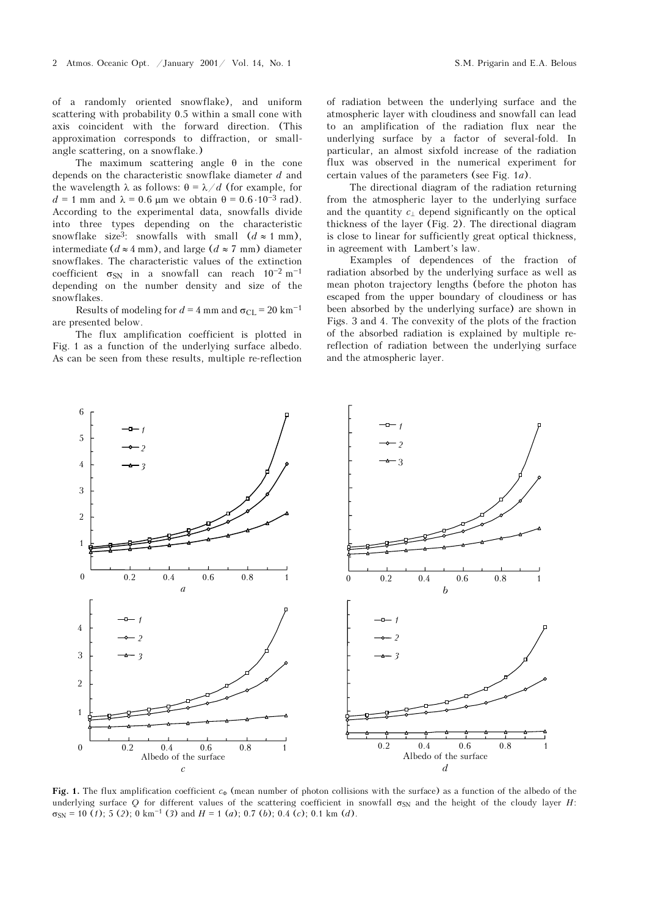of a randomly oriented snowflake), and uniform scattering with probability 0.5 within a small cone with axis coincident with the forward direction. (This approximation corresponds to diffraction, or small-angle scattering, on a snowflake.)

The maximum scattering angle $\theta$ in the cone depends on the characteristic snowflake diameter $d$ and the wavelength $\lambda$ as follows: $\theta = \lambda / d$ (for example, for $d = 1$ mm and $\lambda = 0.6$ μm we obtain $\theta = 0.6 \cdot 10^{-3}$ rad). According to the experimental data, snowfalls divide into three types depending on the characteristic snowflake size[3]: snowfalls with small ($d \approx 1$ mm), intermediate ($d \approx 4$ mm), and large ($d \approx 7$ mm) diameter snowflakes. The characteristic values of the extinction coefficient $\sigma_{SN}$ in a snowfall can reach $10^{-2}$ m$^{-1}$ depending on the number density and size of the snowflakes.

Results of modeling for $d = 4$ mm and $\sigma_{CL} = 20$ km$^{-1}$ are presented below.

The flux amplification coefficient is plotted in Fig. 1 as a function of the underlying surface albedo. As can be seen from these results, multiple re-reflection of radiation between the underlying surface and the atmospheric layer with cloudiness and snowfall can lead to an amplification of the radiation flux near the underlying surface by a factor of several-fold. In particular, an almost sixfold increase of the radiation flux was observed in the numerical experiment for certain values of the parameters (see Fig. 1*a*).

The directional diagram of the radiation returning from the atmospheric layer to the underlying surface and the quantity $c_{\perp}$ depend significantly on the optical thickness of the layer (Fig. 2). The directional diagram is close to linear for sufficiently great optical thickness, in agreement with Lambert's law.

Examples of dependences of the fraction of radiation absorbed by the underlying surface as well as mean photon trajectory lengths (before the photon has escaped from the upper boundary of cloudiness or has been absorbed by the underlying surface) are shown in Figs. 3 and 4. The convexity of the plots of the fraction of the absorbed radiation is explained by multiple re-reflection of radiation between the underlying surface and the atmospheric layer.

**Fig. 1.** The flux amplification coefficient $c_{\Phi}$ (mean number of photon collisions with the surface) as a function of the albedo of the underlying surface $Q$ for different values of the scattering coefficient in snowfall $\sigma_{SN}$ and the height of the cloudy layer $H$: $\sigma_{SN} = 10$ (*1*); 5 (*2*); 0 km$^{-1}$ (*3*) and $H = 1$ (*a*); 0.7 (*b*); 0.4 (*c*); 0.1 km (*d*).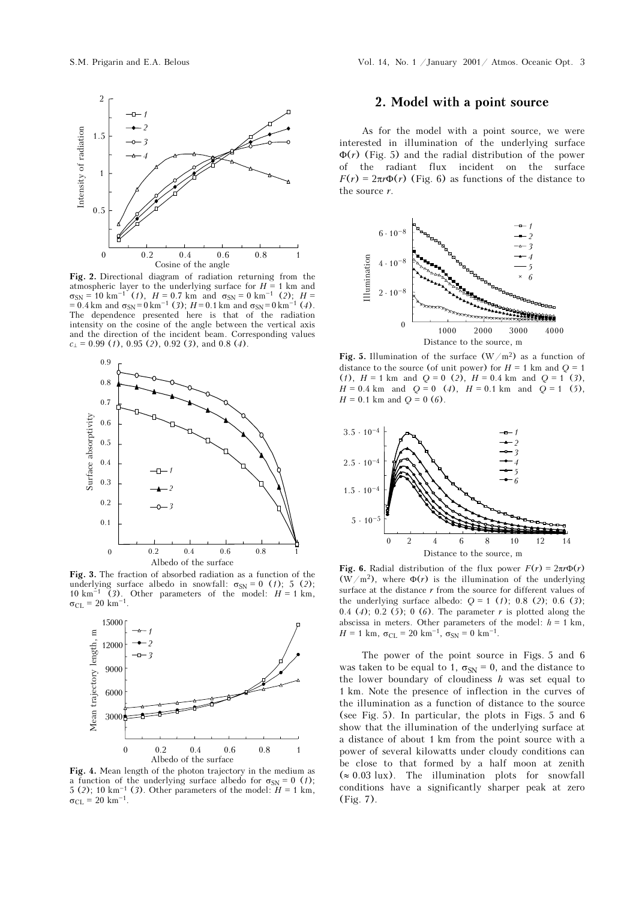**Fig. 2.** Directional diagram of radiation returning from the atmospheric layer to the underlying surface for $H = 1$ km and $\sigma_{SN} = 10$ km$^{-1}$ (*1*), $H = 0.7$ km and $\sigma_{SN} = 0$ km$^{-1}$ (*2*); $H = 0.4$ km and $\sigma_{SN} = 0$ km$^{-1}$ (*3*); $H = 0.1$ km and $\sigma_{SN} = 0$ km$^{-1}$ (*4*). The dependence presented here is that of the radiation intensity on the cosine of the angle between the vertical axis and the direction of the incident beam. Corresponding values $c_{\perp} = 0.99$ (*1*), 0.95 (*2*), 0.92 (*3*), and 0.8 (*4*).

**Fig. 3.** The fraction of absorbed radiation as a function of the underlying surface albedo in snowfall: $\sigma_{SN} = 0$ (*1*); 5 (*2*); 10 km$^{-1}$ (*3*). Other parameters of the model: $H = 1$ km, $\sigma_{CL} = 20$ km$^{-1}$.

**Fig. 4.** Mean length of the photon trajectory in the medium as a function of the underlying surface albedo for $\sigma_{SN} = 0$ (*1*); 5 (*2*); 10 km$^{-1}$ (*3*). Other parameters of the model: $H = 1$ km, $\sigma_{CL} = 20$ km$^{-1}$.

## 2. Model with a point source

As for the model with a point source, we were interested in illumination of the underlying surface $\Phi(r)$ (Fig. 5) and the radial distribution of the power of the radiant flux incident on the surface $F(r) = 2\pi r\Phi(r)$ (Fig. 6) as functions of the distance to the source $r$.

**Fig. 5.** Illumination of the surface (W/m$^2$) as a function of distance to the source (of unit power) for $H = 1$ km and $Q = 1$ (*1*), $H = 1$ km and $Q = 0$ (*2*), $H = 0.4$ km and $Q = 1$ (*3*), $H = 0.4$ km and $Q = 0$ (*4*), $H = 0.1$ km and $Q = 1$ (*5*), $H = 0.1$ km and $Q = 0$ (*6*).

**Fig. 6.** Radial distribution of the flux power $F(r) = 2\pi r\Phi(r)$ (W/m$^2$), where $\Phi(r)$ is the illumination of the underlying surface at the distance $r$ from the source for different values of the underlying surface albedo: $Q = 1$ (*1*); 0.8 (*2*); 0.6 (*3*); 0.4 (*4*); 0.2 (*5*); 0 (*6*). The parameter $r$ is plotted along the abscissa in meters. Other parameters of the model: $h = 1$ km, $H = 1$ km, $\sigma_{CL} = 20$ km$^{-1}$, $\sigma_{SN} = 0$ km$^{-1}$.

The power of the point source in Figs. 5 and 6 was taken to be equal to 1, $\sigma_{SN} = 0$, and the distance to the lower boundary of cloudiness $h$ was set equal to 1 km. Note the presence of inflection in the curves of the illumination as a function of distance to the source (see Fig. 5). In particular, the plots in Figs. 5 and 6 show that the illumination of the underlying surface at a distance of about 1 km from the point source with a power of several kilowatts under cloudy conditions can be close to that formed by a half moon at zenith ($\approx 0.03$ lux). The illumination plots for snowfall conditions have a significantly sharper peak at zero (Fig. 7).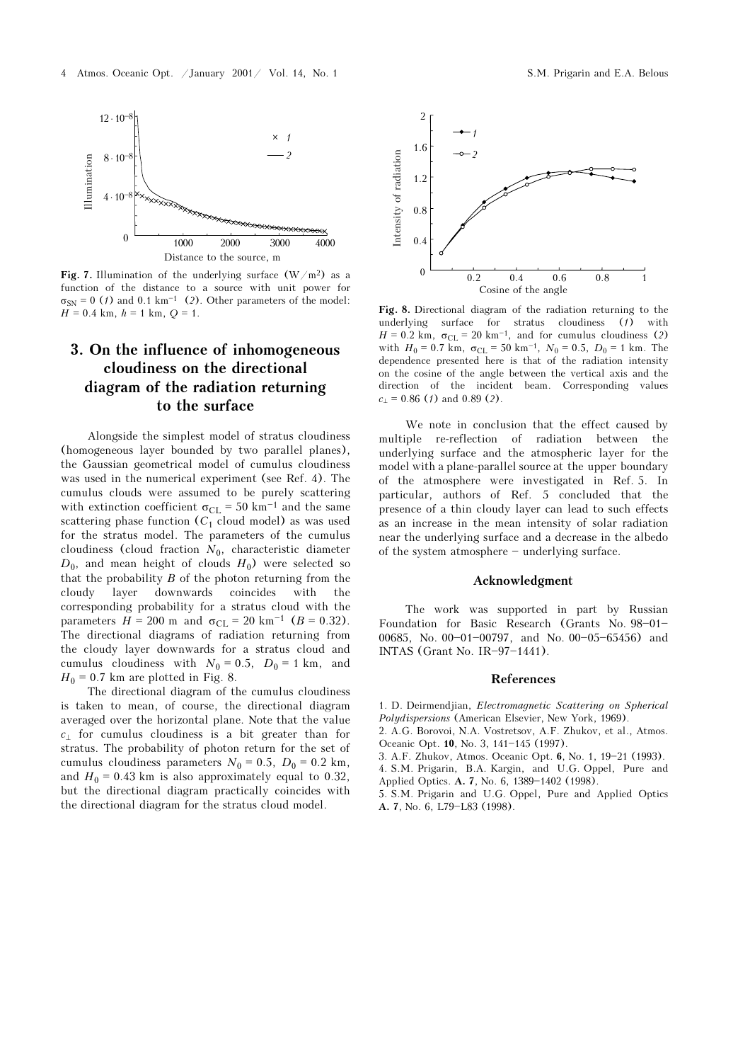12 · 10⁻⁸

8 · 10⁻⁸

4 · 10⁻⁸

0

Illumination

× 1

— 2

1000 2000 3000 4000

Distance to the source, m

**Fig. 7.** Illumination of the underlying surface (W/m$^2$) as a function of the distance to a source with unit power for $\sigma_{SN}$ = 0 (*1*) and 0.1 km$^{-1}$ (*2*). Other parameters of the model: $H$ = 0.4 km, $h$ = 1 km, $Q$ = 1.

## 3. On the influence of inhomogeneous cloudiness on the directional diagram of the radiation returning to the surface

Alongside the simplest model of stratus cloudiness (homogeneous layer bounded by two parallel planes), the Gaussian geometrical model of cumulus cloudiness was used in the numerical experiment (see Ref. 4). The cumulus clouds were assumed to be purely scattering with extinction coefficient $\sigma_{CL}$ = 50 km$^{-1}$ and the same scattering phase function ($C_1$ cloud model) as was used for the stratus model. The parameters of the cumulus cloudiness (cloud fraction $N_0$, characteristic diameter $D_0$, and mean height of clouds $H_0$) were selected so that the probability $B$ of the photon returning from the cloudy layer downwards coincides with the corresponding probability for a stratus cloud with the parameters $H$ = 200 m and $\sigma_{CL}$ = 20 km$^{-1}$ ($B$ = 0.32). The directional diagrams of radiation returning from the cloudy layer downwards for a stratus cloud and cumulus cloudiness with $N_0$ = 0.5, $D_0$ = 1 km, and $H_0$ = 0.7 km are plotted in Fig. 8.

The directional diagram of the cumulus cloudiness is taken to mean, of course, the directional diagram averaged over the horizontal plane. Note that the value $c_\perp$ for cumulus cloudiness is a bit greater than for stratus. The probability of photon return for the set of cumulus cloudiness parameters $N_0$ = 0.5, $D_0$ = 0.2 km, and $H_0$ = 0.43 km is also approximately equal to 0.32, but the directional diagram practically coincides with the directional diagram for the stratus cloud model.

2

1.6

1.2

0.8

0.4

0

Intensity of radiation

1

2

0.2 0.4 0.6 0.8 1

Cosine of the angle

**Fig. 8.** Directional diagram of the radiation returning to the underlying surface for stratus cloudiness (*1*) with $H$ = 0.2 km, $\sigma_{CL}$ = 20 km$^{-1}$, and for cumulus cloudiness (*2*) with $H_0$ = 0.7 km, $\sigma_{CL}$ = 50 km$^{-1}$, $N_0$ = 0.5, $D_0$ = 1 km. The dependence presented here is that of the radiation intensity on the cosine of the angle between the vertical axis and the direction of the incident beam. Corresponding values $c_\perp$ = 0.86 (*1*) and 0.89 (*2*).

We note in conclusion that the effect caused by multiple re-reflection of radiation between the underlying surface and the atmospheric layer for the model with a plane-parallel source at the upper boundary of the atmosphere were investigated in Ref. 5. In particular, authors of Ref. 5 concluded that the presence of a thin cloudy layer can lead to such effects as an increase in the mean intensity of solar radiation near the underlying surface and a decrease in the albedo of the system atmosphere – underlying surface.

### Acknowledgment

The work was supported in part by Russian Foundation for Basic Research (Grants No. 98–01–00685, No. 00–01–00797, and No. 00–05–65456) and INTAS (Grant No. IR–97–1441).

### References

1. D. Deirmendjian, *Electromagnetic Scattering on Spherical Polydispersions* (American Elsevier, New York, 1969).
2. A.G. Borovoi, N.A. Vostretsov, A.F. Zhukov, et al., Atmos. Oceanic Opt. **10**, No. 3, 141–145 (1997).
3. A.F. Zhukov, Atmos. Oceanic Opt. **6**, No. 1, 19–21 (1993).
4. S.M. Prigarin, B.A. Kargin, and U.G. Oppel, Pure and Applied Optics. **A. 7**, No. 6, 1389–1402 (1998).
5. S.M. Prigarin and U.G. Oppel, Pure and Applied Optics **A. 7**, No. 6, L79–L83 (1998).